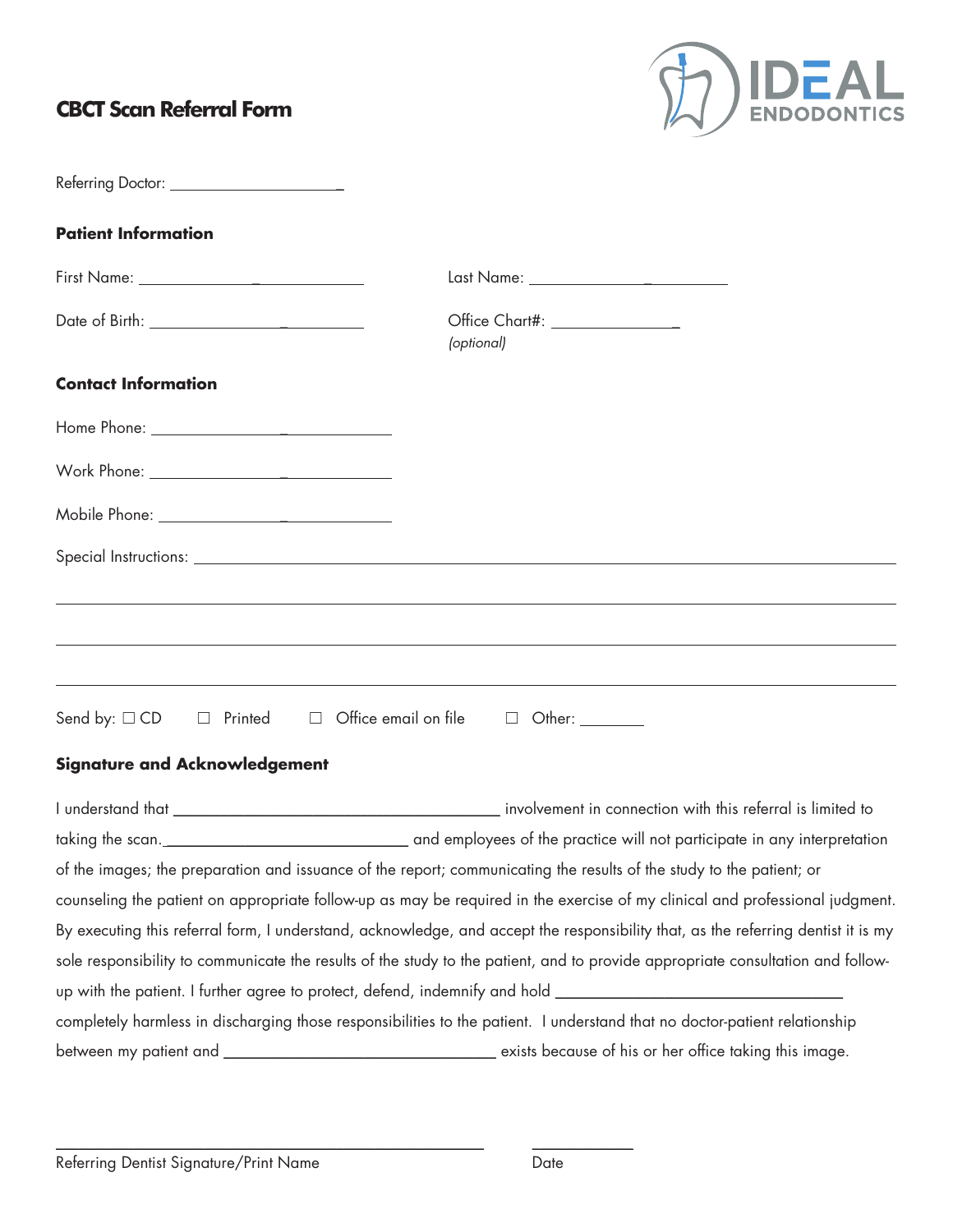# CBCT Scan Referral Form

IDEAL ENDODONTICS

Referring Doctor: ____________________

## Patient Information

First Name: ____________________ Last Name: ____________________

Date of Birth: ____________________ Office Chart#: ________________
*(optional)*

## Contact Information

Home Phone: ____________________

Work Phone: ____________________

Mobile Phone: ____________________

Special Instructions: ____________________________________________________________

______________________________________________________________________________

______________________________________________________________________________

______________________________________________________________________________

Send by: ☐ CD ☐ Printed ☐ Office email on file ☐ Other: ________

## Signature and Acknowledgement

I understand that ____________________________________ involvement in connection with this referral is limited to taking the scan.____________________________ and employees of the practice will not participate in any interpretation of the images; the preparation and issuance of the report; communicating the results of the study to the patient; or counseling the patient on appropriate follow-up as may be required in the exercise of my clinical and professional judgment. By executing this referral form, I understand, acknowledge, and accept the responsibility that, as the referring dentist it is my sole responsibility to communicate the results of the study to the patient, and to provide appropriate consultation and follow-up with the patient. I further agree to protect, defend, indemnify and hold ________________________________ completely harmless in discharging those responsibilities to the patient. I understand that no doctor-patient relationship between my patient and ______________________________ exists because of his or her office taking this image.

______________________________________________ ____________

Referring Dentist Signature/Print Name Date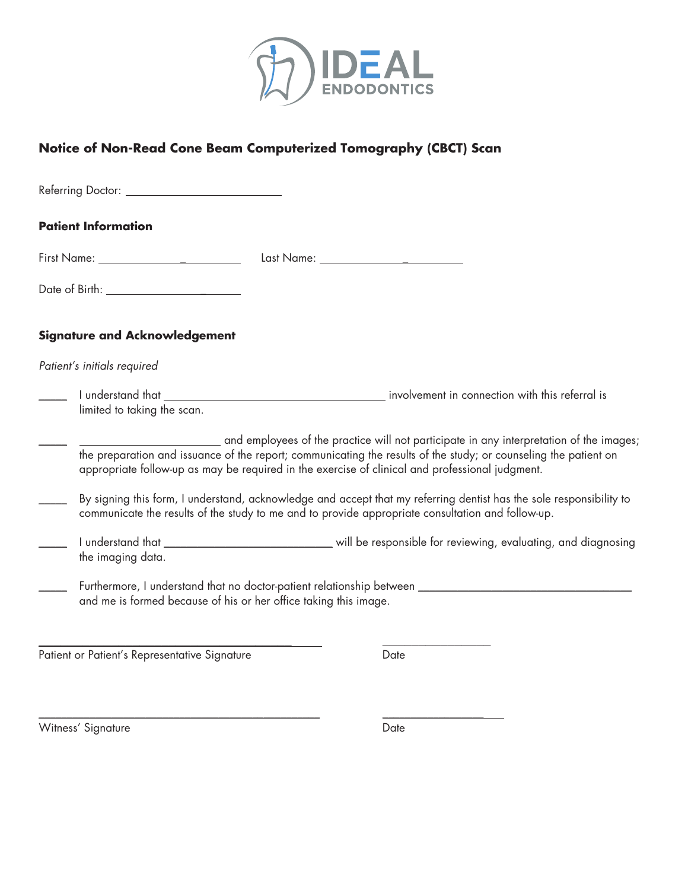IDEAL ENDODONTICS

## Notice of Non-Read Cone Beam Computerized Tomography (CBCT) Scan

Referring Doctor: ________________________

### Patient Information

First Name: ______________________ Last Name: ______________________

Date of Birth: _____________________

### Signature and Acknowledgement

*Patient's initials required*

_____ I understand that ___________________________________ involvement in connection with this referral is limited to taking the scan.

_____ ______________________ and employees of the practice will not participate in any interpretation of the images; the preparation and issuance of the report; communicating the results of the study; or counseling the patient on appropriate follow-up as may be required in the exercise of clinical and professional judgment.

_____ By signing this form, I understand, acknowledge and accept that my referring dentist has the sole responsibility to communicate the results of the study to me and to provide appropriate consultation and follow-up.

_____ I understand that __________________________ will be responsible for reviewing, evaluating, and diagnosing the imaging data.

_____ Furthermore, I understand that no doctor-patient relationship between _________________________________ and me is formed because of his or her office taking this image.

_____________________________________________ _________________

Patient or Patient's Representative Signature Date

_____________________________________________ _________________

Witness' Signature Date